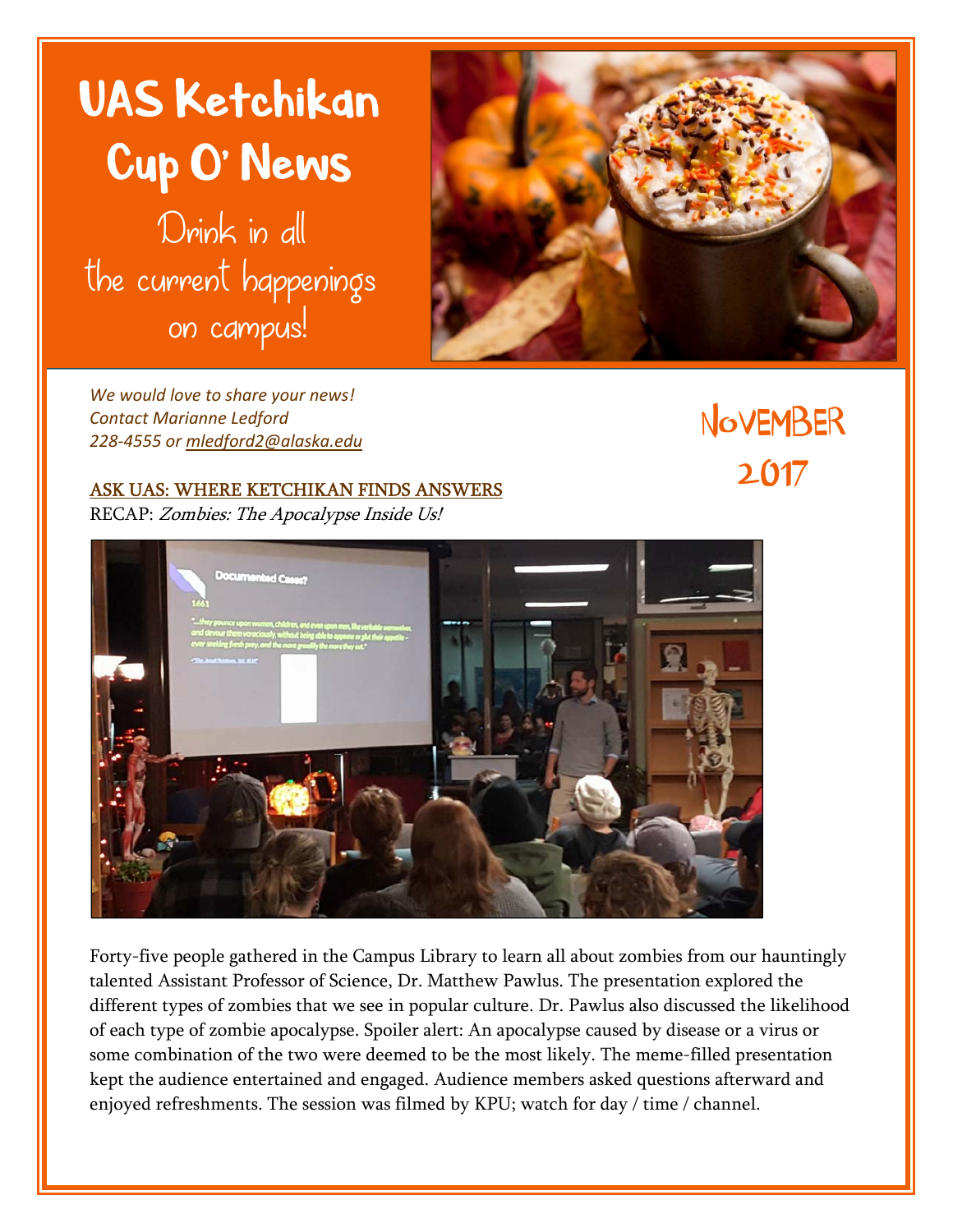# UAS Ketchikan Cup O' News

Drink in all the current happenings on campus!

*We would love to share your news!*
*Contact Marianne Ledford*
*228-4555 or mledford2@alaska.edu*

## November 2017

### ASK UAS: WHERE KETCHIKAN FINDS ANSWERS

RECAP: *Zombies: The Apocalypse Inside Us!*

Forty-five people gathered in the Campus Library to learn all about zombies from our hauntingly talented Assistant Professor of Science, Dr. Matthew Pawlus. The presentation explored the different types of zombies that we see in popular culture. Dr. Pawlus also discussed the likelihood of each type of zombie apocalypse. Spoiler alert: An apocalypse caused by disease or a virus or some combination of the two were deemed to be the most likely. The meme-filled presentation kept the audience entertained and engaged. Audience members asked questions afterward and enjoyed refreshments. The session was filmed by KPU; watch for day / time / channel.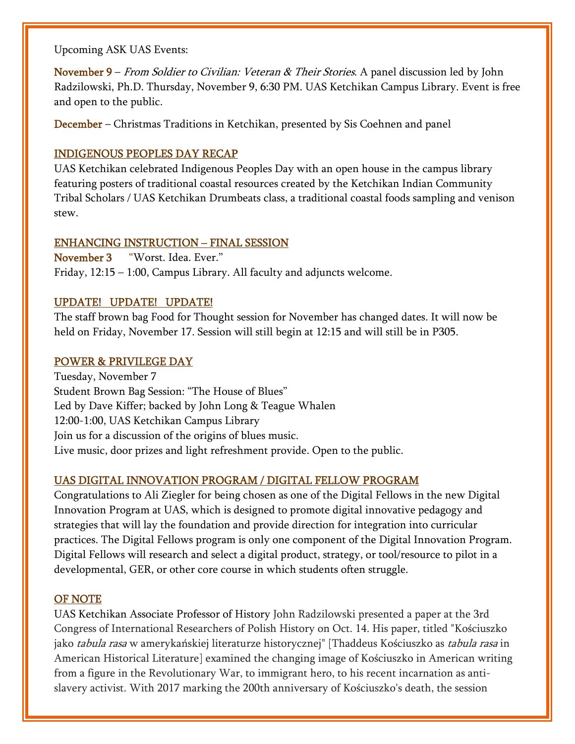Upcoming ASK UAS Events:

**November 9** – *From Soldier to Civilian: Veteran & Their Stories*. A panel discussion led by John Radzilowski, Ph.D. Thursday, November 9, 6:30 PM. UAS Ketchikan Campus Library. Event is free and open to the public.

**December** – Christmas Traditions in Ketchikan, presented by Sis Coehnen and panel

## INDIGENOUS PEOPLES DAY RECAP

UAS Ketchikan celebrated Indigenous Peoples Day with an open house in the campus library featuring posters of traditional coastal resources created by the Ketchikan Indian Community Tribal Scholars / UAS Ketchikan Drumbeats class, a traditional coastal foods sampling and venison stew.

## ENHANCING INSTRUCTION – FINAL SESSION

**November 3** “Worst. Idea. Ever.”
Friday, 12:15 – 1:00, Campus Library. All faculty and adjuncts welcome.

## UPDATE! UPDATE! UPDATE!

The staff brown bag Food for Thought session for November has changed dates. It will now be held on Friday, November 17. Session will still begin at 12:15 and will still be in P305.

## POWER & PRIVILEGE DAY

Tuesday, November 7
Student Brown Bag Session: “The House of Blues”
Led by Dave Kiffer; backed by John Long & Teague Whalen
12:00-1:00, UAS Ketchikan Campus Library
Join us for a discussion of the origins of blues music.
Live music, door prizes and light refreshment provide. Open to the public.

## UAS DIGITAL INNOVATION PROGRAM / DIGITAL FELLOW PROGRAM

Congratulations to Ali Ziegler for being chosen as one of the Digital Fellows in the new Digital Innovation Program at UAS, which is designed to promote digital innovative pedagogy and strategies that will lay the foundation and provide direction for integration into curricular practices. The Digital Fellows program is only one component of the Digital Innovation Program. Digital Fellows will research and select a digital product, strategy, or tool/resource to pilot in a developmental, GER, or other core course in which students often struggle.

## OF NOTE

UAS Ketchikan Associate Professor of History John Radzilowski presented a paper at the 3rd Congress of International Researchers of Polish History on Oct. 14. His paper, titled "Kościuszko jako *tabula rasa* w amerykańskiej literaturze historycznej" [Thaddeus Kościuszko as *tabula rasa* in American Historical Literature] examined the changing image of Kościuszko in American writing from a figure in the Revolutionary War, to immigrant hero, to his recent incarnation as anti-slavery activist. With 2017 marking the 200th anniversary of Kościuszko's death, the session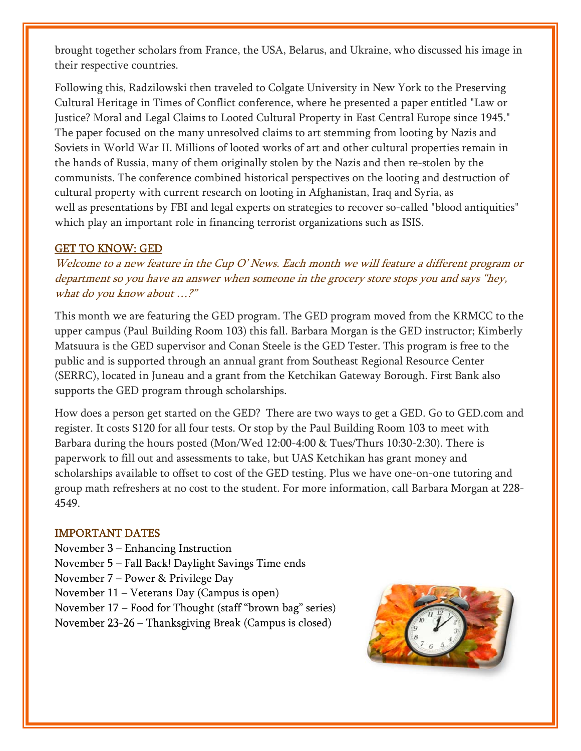brought together scholars from France, the USA, Belarus, and Ukraine, who discussed his image in their respective countries.

Following this, Radzilowski then traveled to Colgate University in New York to the Preserving Cultural Heritage in Times of Conflict conference, where he presented a paper entitled "Law or Justice? Moral and Legal Claims to Looted Cultural Property in East Central Europe since 1945." The paper focused on the many unresolved claims to art stemming from looting by Nazis and Soviets in World War II. Millions of looted works of art and other cultural properties remain in the hands of Russia, many of them originally stolen by the Nazis and then re-stolen by the communists. The conference combined historical perspectives on the looting and destruction of cultural property with current research on looting in Afghanistan, Iraq and Syria, as well as presentations by FBI and legal experts on strategies to recover so-called "blood antiquities" which play an important role in financing terrorist organizations such as ISIS.

## GET TO KNOW: GED

*Welcome to a new feature in the Cup O' News. Each month we will feature a different program or department so you have an answer when someone in the grocery store stops you and says "hey, what do you know about …?"*

This month we are featuring the GED program. The GED program moved from the KRMCC to the upper campus (Paul Building Room 103) this fall. Barbara Morgan is the GED instructor; Kimberly Matsuura is the GED supervisor and Conan Steele is the GED Tester. This program is free to the public and is supported through an annual grant from Southeast Regional Resource Center (SERRC), located in Juneau and a grant from the Ketchikan Gateway Borough. First Bank also supports the GED program through scholarships.

How does a person get started on the GED? There are two ways to get a GED. Go to GED.com and register. It costs $120 for all four tests. Or stop by the Paul Building Room 103 to meet with Barbara during the hours posted (Mon/Wed 12:00-4:00 & Tues/Thurs 10:30-2:30). There is paperwork to fill out and assessments to take, but UAS Ketchikan has grant money and scholarships available to offset to cost of the GED testing. Plus we have one-on-one tutoring and group math refreshers at no cost to the student. For more information, call Barbara Morgan at 228-4549.

## IMPORTANT DATES

November 3 – Enhancing Instruction
November 5 – Fall Back! Daylight Savings Time ends
November 7 – Power & Privilege Day
November 11 – Veterans Day (Campus is open)
November 17 – Food for Thought (staff "brown bag" series)
November 23-26 – Thanksgiving Break (Campus is closed)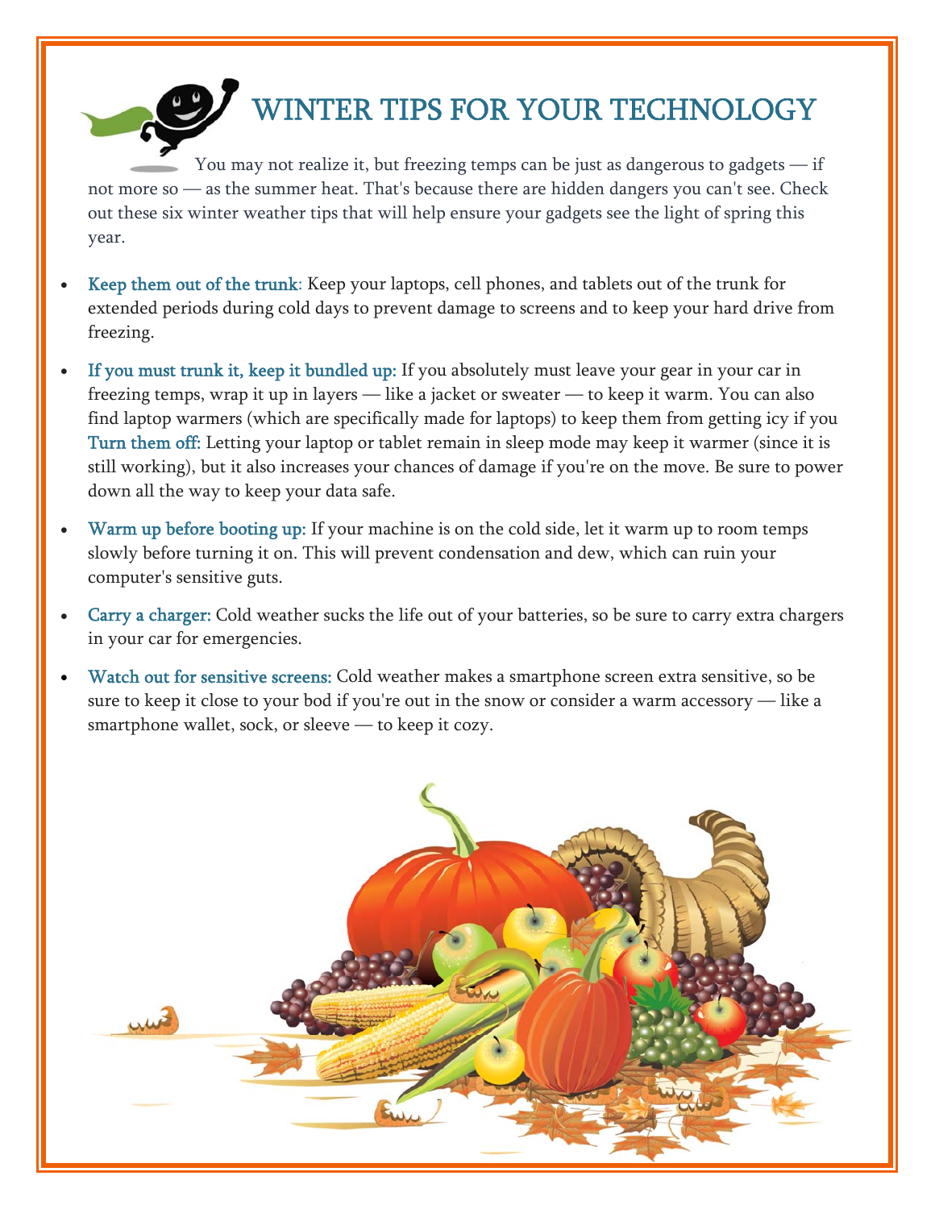# WINTER TIPS FOR YOUR TECHNOLOGY

You may not realize it, but freezing temps can be just as dangerous to gadgets — if not more so — as the summer heat. That's because there are hidden dangers you can't see. Check out these six winter weather tips that will help ensure your gadgets see the light of spring this year.

- Keep them out of the trunk: Keep your laptops, cell phones, and tablets out of the trunk for extended periods during cold days to prevent damage to screens and to keep your hard drive from freezing.
- If you must trunk it, keep it bundled up: If you absolutely must leave your gear in your car in freezing temps, wrap it up in layers — like a jacket or sweater — to keep it warm. You can also find laptop warmers (which are specifically made for laptops) to keep them from getting icy if you Turn them off: Letting your laptop or tablet remain in sleep mode may keep it warmer (since it is still working), but it also increases your chances of damage if you're on the move. Be sure to power down all the way to keep your data safe.
- Warm up before booting up: If your machine is on the cold side, let it warm up to room temps slowly before turning it on. This will prevent condensation and dew, which can ruin your computer's sensitive guts.
- Carry a charger: Cold weather sucks the life out of your batteries, so be sure to carry extra chargers in your car for emergencies.
- Watch out for sensitive screens: Cold weather makes a smartphone screen extra sensitive, so be sure to keep it close to your bod if you're out in the snow or consider a warm accessory — like a smartphone wallet, sock, or sleeve — to keep it cozy.